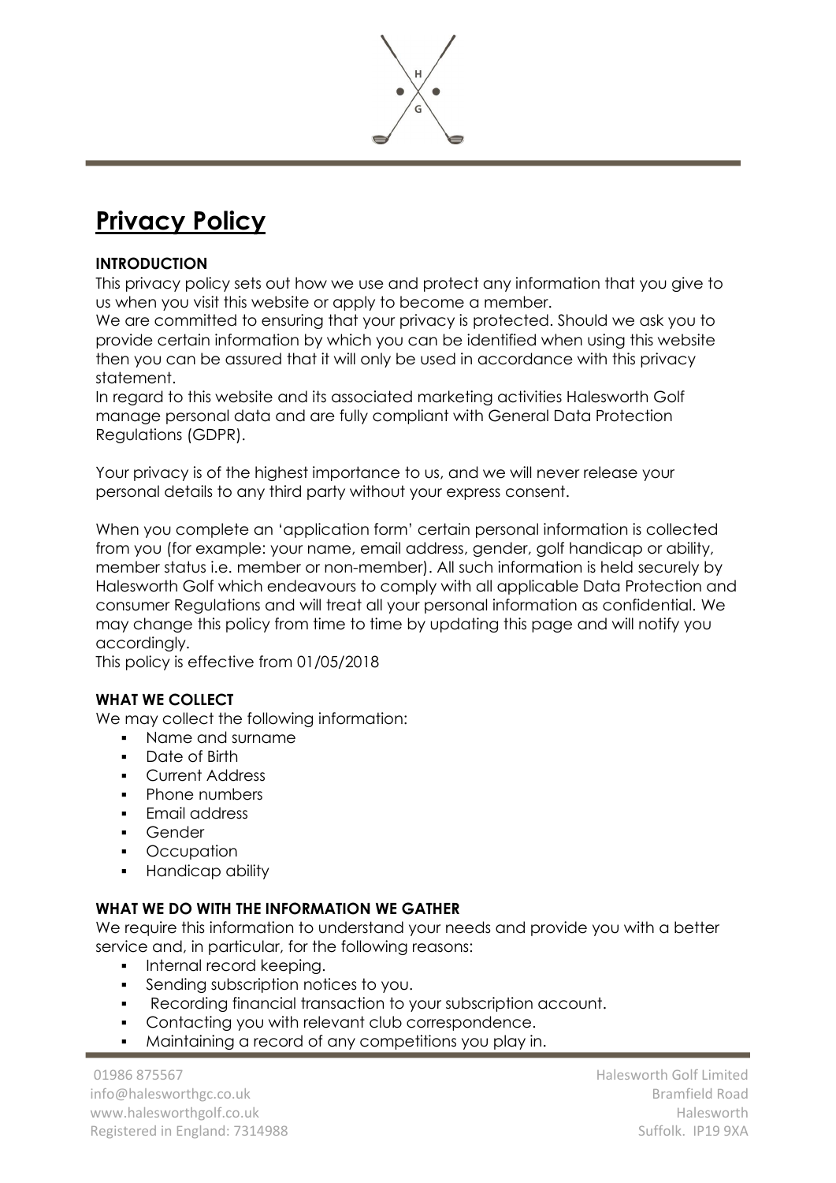# Privacy Policy

**INTRODUCTION**

This privacy policy sets out how we use and protect any information that you give to us when you visit this website or apply to become a member.
We are committed to ensuring that your privacy is protected. Should we ask you to provide certain information by which you can be identified when using this website then you can be assured that it will only be used in accordance with this privacy statement.
In regard to this website and its associated marketing activities Halesworth Golf manage personal data and are fully compliant with General Data Protection Regulations (GDPR).

Your privacy is of the highest importance to us, and we will never release your personal details to any third party without your express consent.

When you complete an 'application form' certain personal information is collected from you (for example: your name, email address, gender, golf handicap or ability, member status i.e. member or non-member). All such information is held securely by Halesworth Golf which endeavours to comply with all applicable Data Protection and consumer Regulations and will treat all your personal information as confidential. We may change this policy from time to time by updating this page and will notify you accordingly.
This policy is effective from 01/05/2018

**WHAT WE COLLECT**

We may collect the following information:

- Name and surname
- Date of Birth
- Current Address
- Phone numbers
- Email address
- Gender
- Occupation
- Handicap ability

**WHAT WE DO WITH THE INFORMATION WE GATHER**

We require this information to understand your needs and provide you with a better service and, in particular, for the following reasons:

- Internal record keeping.
- Sending subscription notices to you.
- Recording financial transaction to your subscription account.
- Contacting you with relevant club correspondence.
- Maintaining a record of any competitions you play in.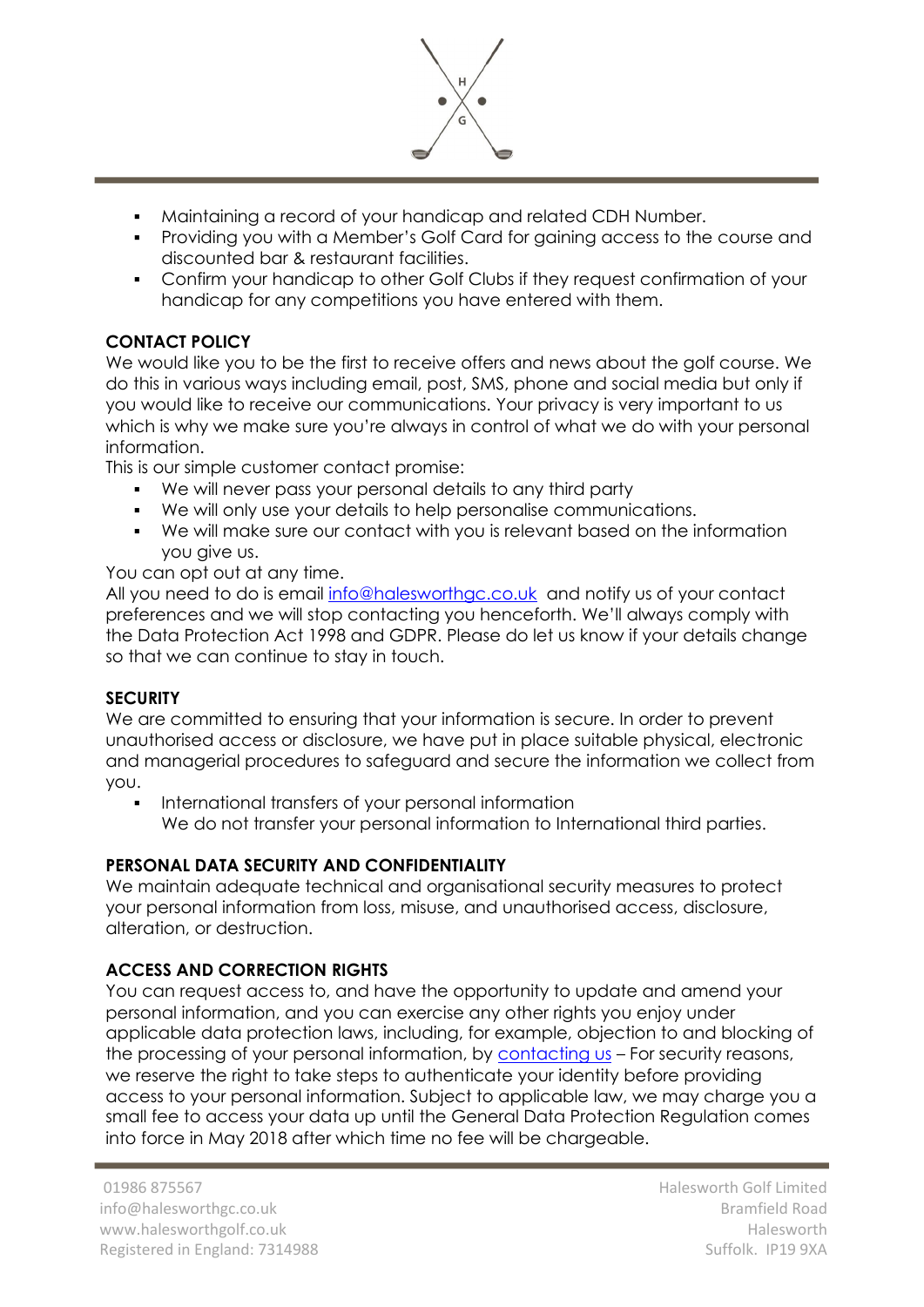- Maintaining a record of your handicap and related CDH Number.
- Providing you with a Member's Golf Card for gaining access to the course and discounted bar & restaurant facilities.
- Confirm your handicap to other Golf Clubs if they request confirmation of your handicap for any competitions you have entered with them.

**CONTACT POLICY**

We would like you to be the first to receive offers and news about the golf course. We do this in various ways including email, post, SMS, phone and social media but only if you would like to receive our communications. Your privacy is very important to us which is why we make sure you're always in control of what we do with your personal information.

This is our simple customer contact promise:

- We will never pass your personal details to any third party
- We will only use your details to help personalise communications.
- We will make sure our contact with you is relevant based on the information you give us.

You can opt out at any time.

All you need to do is email [info@halesworthgc.co.uk](mailto:info@halesworthgc.co.uk) and notify us of your contact preferences and we will stop contacting you henceforth. We'll always comply with the Data Protection Act 1998 and GDPR. Please do let us know if your details change so that we can continue to stay in touch.

**SECURITY**

We are committed to ensuring that your information is secure. In order to prevent unauthorised access or disclosure, we have put in place suitable physical, electronic and managerial procedures to safeguard and secure the information we collect from you.

- International transfers of your personal information
  We do not transfer your personal information to International third parties.

**PERSONAL DATA SECURITY AND CONFIDENTIALITY**

We maintain adequate technical and organisational security measures to protect your personal information from loss, misuse, and unauthorised access, disclosure, alteration, or destruction.

**ACCESS AND CORRECTION RIGHTS**

You can request access to, and have the opportunity to update and amend your personal information, and you can exercise any other rights you enjoy under applicable data protection laws, including, for example, objection to and blocking of the processing of your personal information, by contacting us – For security reasons, we reserve the right to take steps to authenticate your identity before providing access to your personal information. Subject to applicable law, we may charge you a small fee to access your data up until the General Data Protection Regulation comes into force in May 2018 after which time no fee will be chargeable.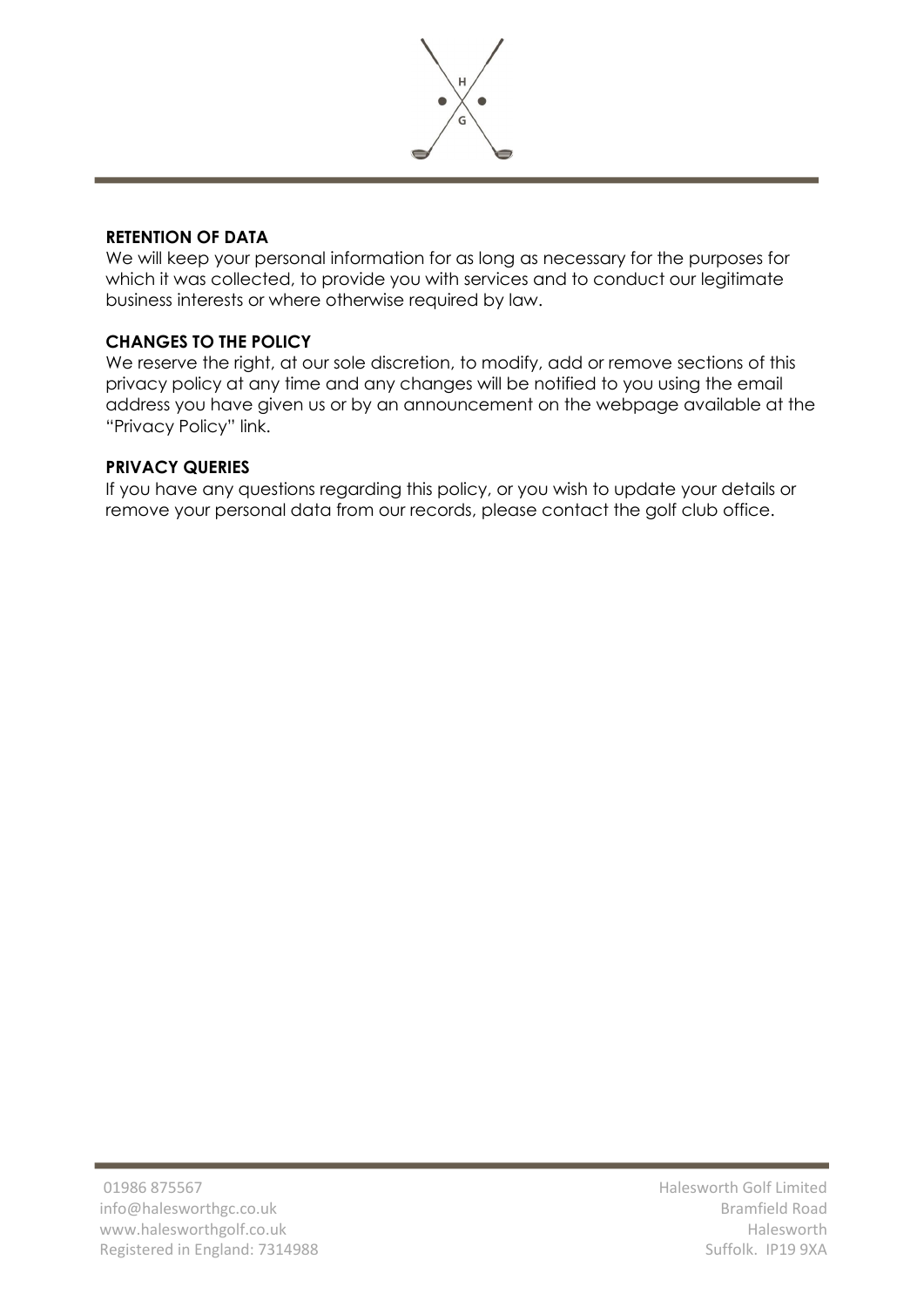**RETENTION OF DATA**

We will keep your personal information for as long as necessary for the purposes for which it was collected, to provide you with services and to conduct our legitimate business interests or where otherwise required by law.

**CHANGES TO THE POLICY**

We reserve the right, at our sole discretion, to modify, add or remove sections of this privacy policy at any time and any changes will be notified to you using the email address you have given us or by an announcement on the webpage available at the "Privacy Policy" link.

**PRIVACY QUERIES**

If you have any questions regarding this policy, or you wish to update your details or remove your personal data from our records, please contact the golf club office.